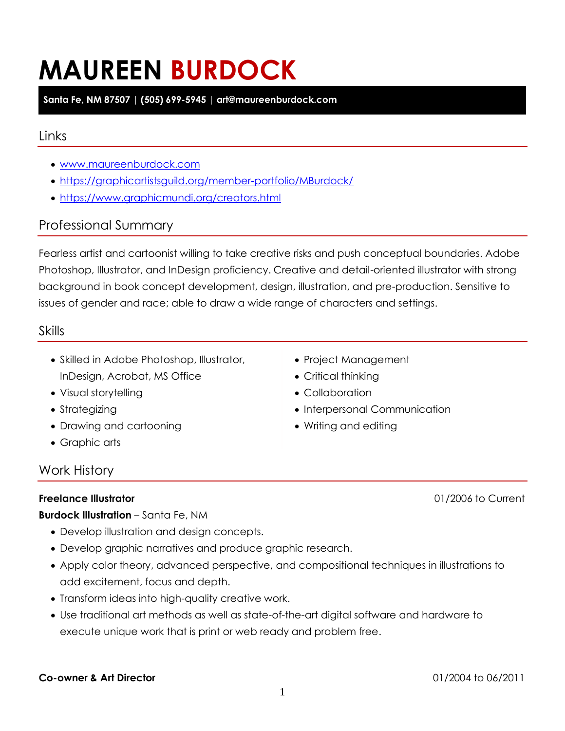# MAUREEN **BURDOCK**

**Santa Fe, NM 87507 | (505) 699-5945 | art@maureenburdock.com**

## Links

- www.maureenburdock.com
- https://graphicartistsguild.org/member-portfolio/MBurdock/
- https://www.graphicmundi.org/creators.html

## Professional Summary

Fearless artist and cartoonist willing to take creative risks and push conceptual boundaries. Adobe Photoshop, Illustrator, and InDesign proficiency. Creative and detail-oriented illustrator with strong background in book concept development, design, illustration, and pre-production. Sensitive to issues of gender and race; able to draw a wide range of characters and settings.

## Skills

- Skilled in Adobe Photoshop, Illustrator, InDesign, Acrobat, MS Office
- Visual storytelling
- Strategizing
- Drawing and cartooning
- Graphic arts
- Project Management
- Critical thinking
- Collaboration
- Interpersonal Communication
- Writing and editing

## Work History

**Freelance Illustrator** 01/2006 to Current

**Burdock Illustration** – Santa Fe, NM

- Develop illustration and design concepts.
- Develop graphic narratives and produce graphic research.
- Apply color theory, advanced perspective, and compositional techniques in illustrations to add excitement, focus and depth.
- Transform ideas into high-quality creative work.
- Use traditional art methods as well as state-of-the-art digital software and hardware to execute unique work that is print or web ready and problem free.

**Co-owner & Art Director** 01/2004 to 06/2011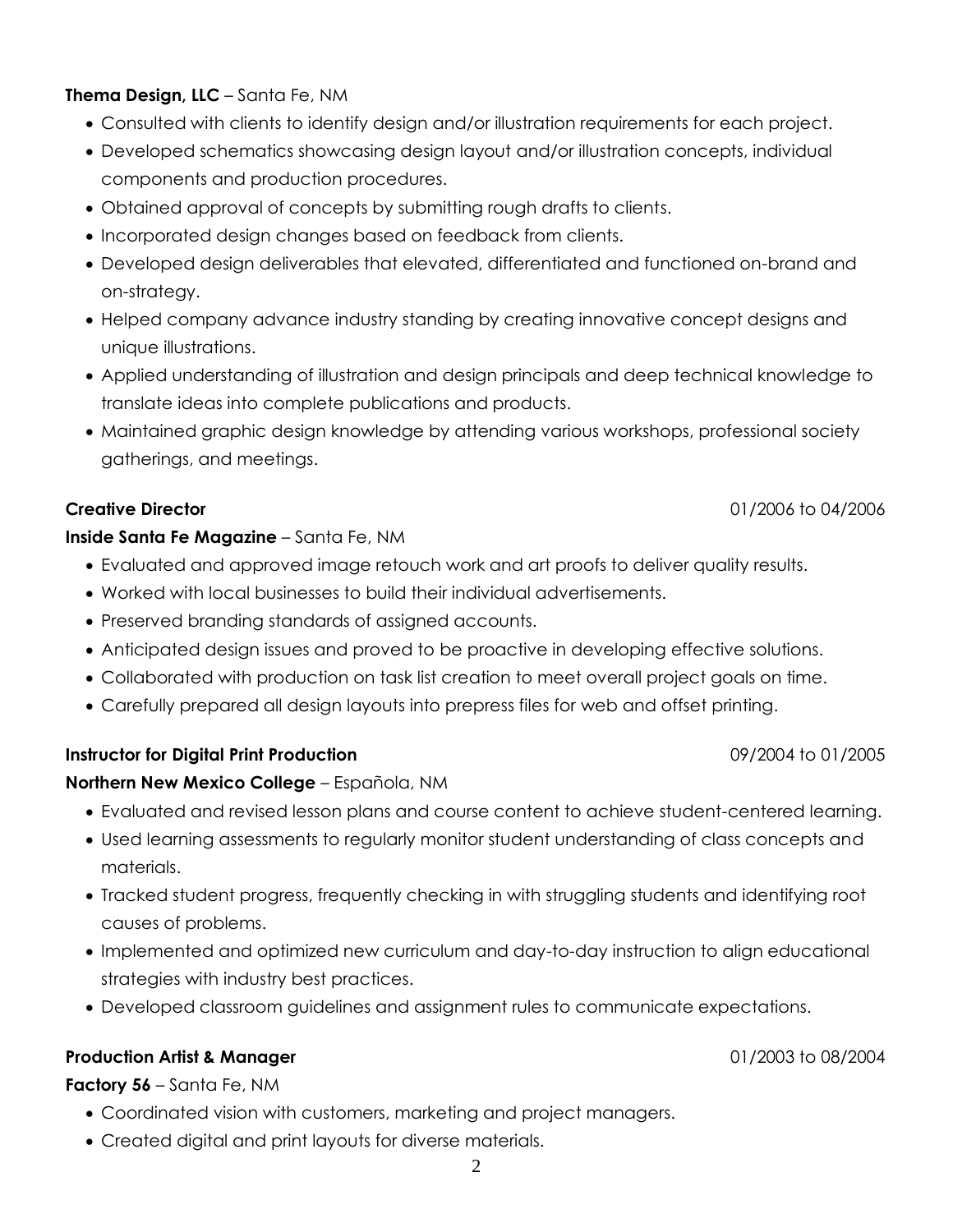**Thema Design, LLC** – Santa Fe, NM

- Consulted with clients to identify design and/or illustration requirements for each project.
- Developed schematics showcasing design layout and/or illustration concepts, individual components and production procedures.
- Obtained approval of concepts by submitting rough drafts to clients.
- Incorporated design changes based on feedback from clients.
- Developed design deliverables that elevated, differentiated and functioned on-brand and on-strategy.
- Helped company advance industry standing by creating innovative concept designs and unique illustrations.
- Applied understanding of illustration and design principals and deep technical knowledge to translate ideas into complete publications and products.
- Maintained graphic design knowledge by attending various workshops, professional society gatherings, and meetings.

**Creative Director** 01/2006 to 04/2006

**Inside Santa Fe Magazine** – Santa Fe, NM

- Evaluated and approved image retouch work and art proofs to deliver quality results.
- Worked with local businesses to build their individual advertisements.
- Preserved branding standards of assigned accounts.
- Anticipated design issues and proved to be proactive in developing effective solutions.
- Collaborated with production on task list creation to meet overall project goals on time.
- Carefully prepared all design layouts into prepress files for web and offset printing.

**Instructor for Digital Print Production** 09/2004 to 01/2005

**Northern New Mexico College** – Española, NM

- Evaluated and revised lesson plans and course content to achieve student-centered learning.
- Used learning assessments to regularly monitor student understanding of class concepts and materials.
- Tracked student progress, frequently checking in with struggling students and identifying root causes of problems.
- Implemented and optimized new curriculum and day-to-day instruction to align educational strategies with industry best practices.
- Developed classroom guidelines and assignment rules to communicate expectations.

**Production Artist & Manager** 01/2003 to 08/2004

**Factory 56** – Santa Fe, NM

- Coordinated vision with customers, marketing and project managers.
- Created digital and print layouts for diverse materials.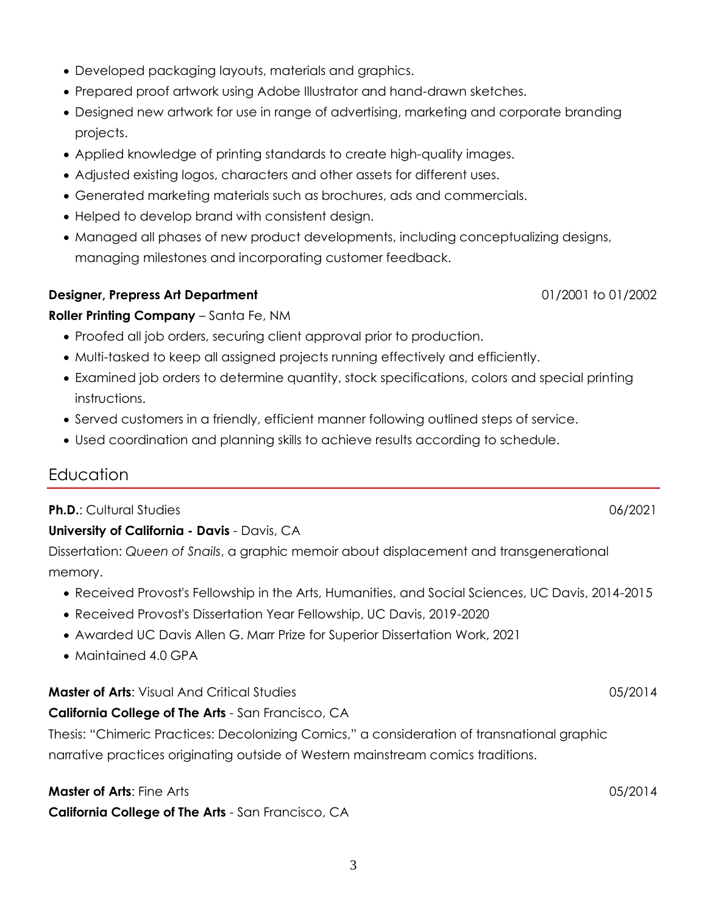- Developed packaging layouts, materials and graphics.
- Prepared proof artwork using Adobe Illustrator and hand-drawn sketches.
- Designed new artwork for use in range of advertising, marketing and corporate branding projects.
- Applied knowledge of printing standards to create high-quality images.
- Adjusted existing logos, characters and other assets for different uses.
- Generated marketing materials such as brochures, ads and commercials.
- Helped to develop brand with consistent design.
- Managed all phases of new product developments, including conceptualizing designs, managing milestones and incorporating customer feedback.

**Designer, Prepress Art Department** 01/2001 to 01/2002

**Roller Printing Company** – Santa Fe, NM

- Proofed all job orders, securing client approval prior to production.
- Multi-tasked to keep all assigned projects running effectively and efficiently.
- Examined job orders to determine quantity, stock specifications, colors and special printing instructions.
- Served customers in a friendly, efficient manner following outlined steps of service.
- Used coordination and planning skills to achieve results according to schedule.

## Education

**Ph.D.**: Cultural Studies 06/2021

**University of California - Davis** - Davis, CA

Dissertation: *Queen of Snails*, a graphic memoir about displacement and transgenerational memory.

- Received Provost's Fellowship in the Arts, Humanities, and Social Sciences, UC Davis, 2014-2015
- Received Provost's Dissertation Year Fellowship, UC Davis, 2019-2020
- Awarded UC Davis Allen G. Marr Prize for Superior Dissertation Work, 2021
- Maintained 4.0 GPA

**Master of Arts**: Visual And Critical Studies 05/2014

**California College of The Arts** - San Francisco, CA

Thesis: "Chimeric Practices: Decolonizing Comics," a consideration of transnational graphic narrative practices originating outside of Western mainstream comics traditions.

**Master of Arts**: Fine Arts 05/2014

**California College of The Arts** - San Francisco, CA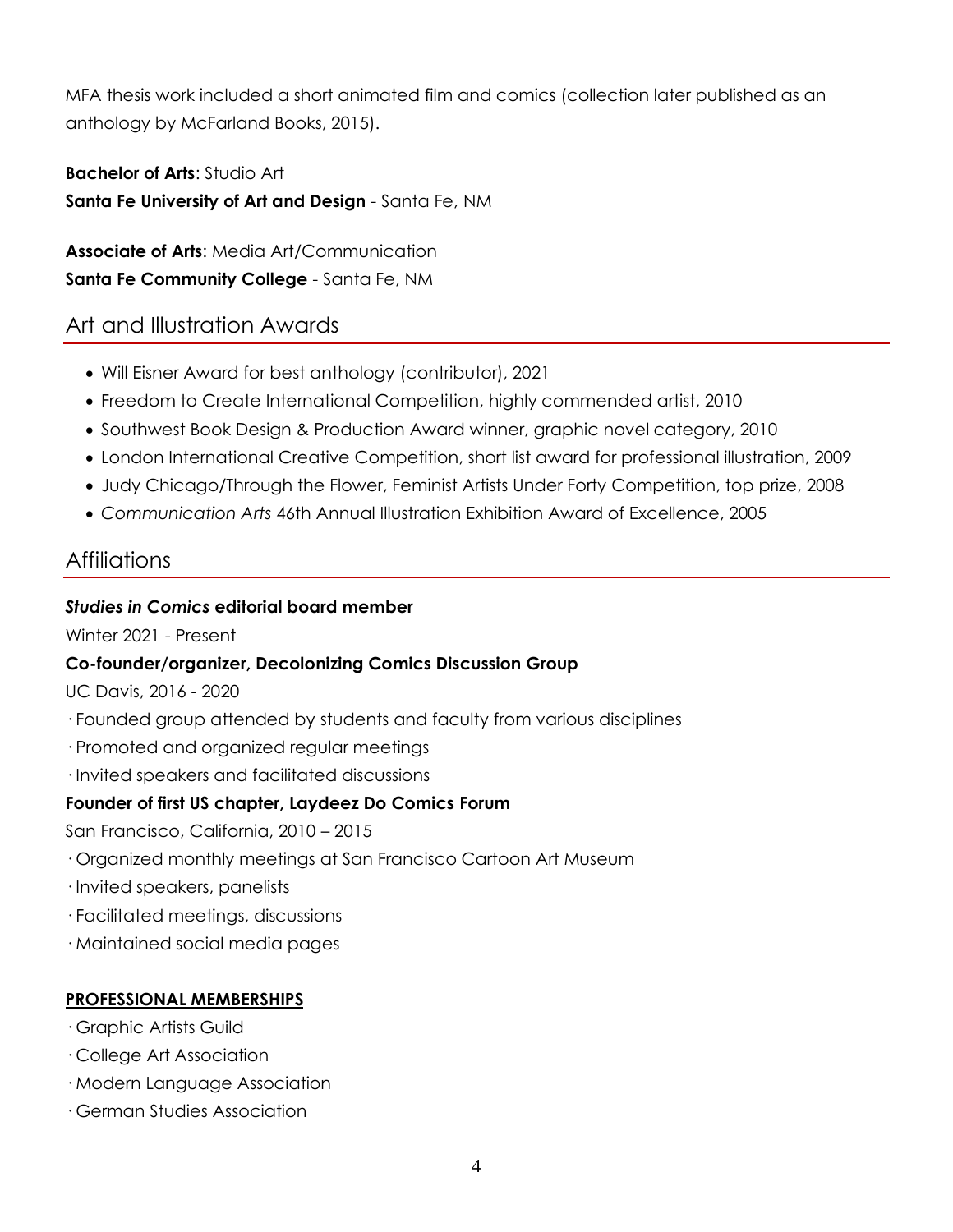MFA thesis work included a short animated film and comics (collection later published as an anthology by McFarland Books, 2015).

**Bachelor of Arts**: Studio Art
**Santa Fe University of Art and Design** - Santa Fe, NM

**Associate of Arts**: Media Art/Communication
**Santa Fe Community College** - Santa Fe, NM

## Art and Illustration Awards

- Will Eisner Award for best anthology (contributor), 2021
- Freedom to Create International Competition, highly commended artist, 2010
- Southwest Book Design & Production Award winner, graphic novel category, 2010
- London International Creative Competition, short list award for professional illustration, 2009
- Judy Chicago/Through the Flower, Feminist Artists Under Forty Competition, top prize, 2008
- *Communication Arts* 46th Annual Illustration Exhibition Award of Excellence, 2005

## Affiliations

***Studies in Comics* editorial board member**

Winter 2021 - Present

**Co-founder/organizer, Decolonizing Comics Discussion Group**

UC Davis, 2016 - 2020

· Founded group attended by students and faculty from various disciplines
· Promoted and organized regular meetings
· Invited speakers and facilitated discussions

**Founder of first US chapter, Laydeez Do Comics Forum**

San Francisco, California, 2010 – 2015

· Organized monthly meetings at San Francisco Cartoon Art Museum
· Invited speakers, panelists
· Facilitated meetings, discussions
· Maintained social media pages

**PROFESSIONAL MEMBERSHIPS**

· Graphic Artists Guild
· College Art Association
· Modern Language Association
· German Studies Association